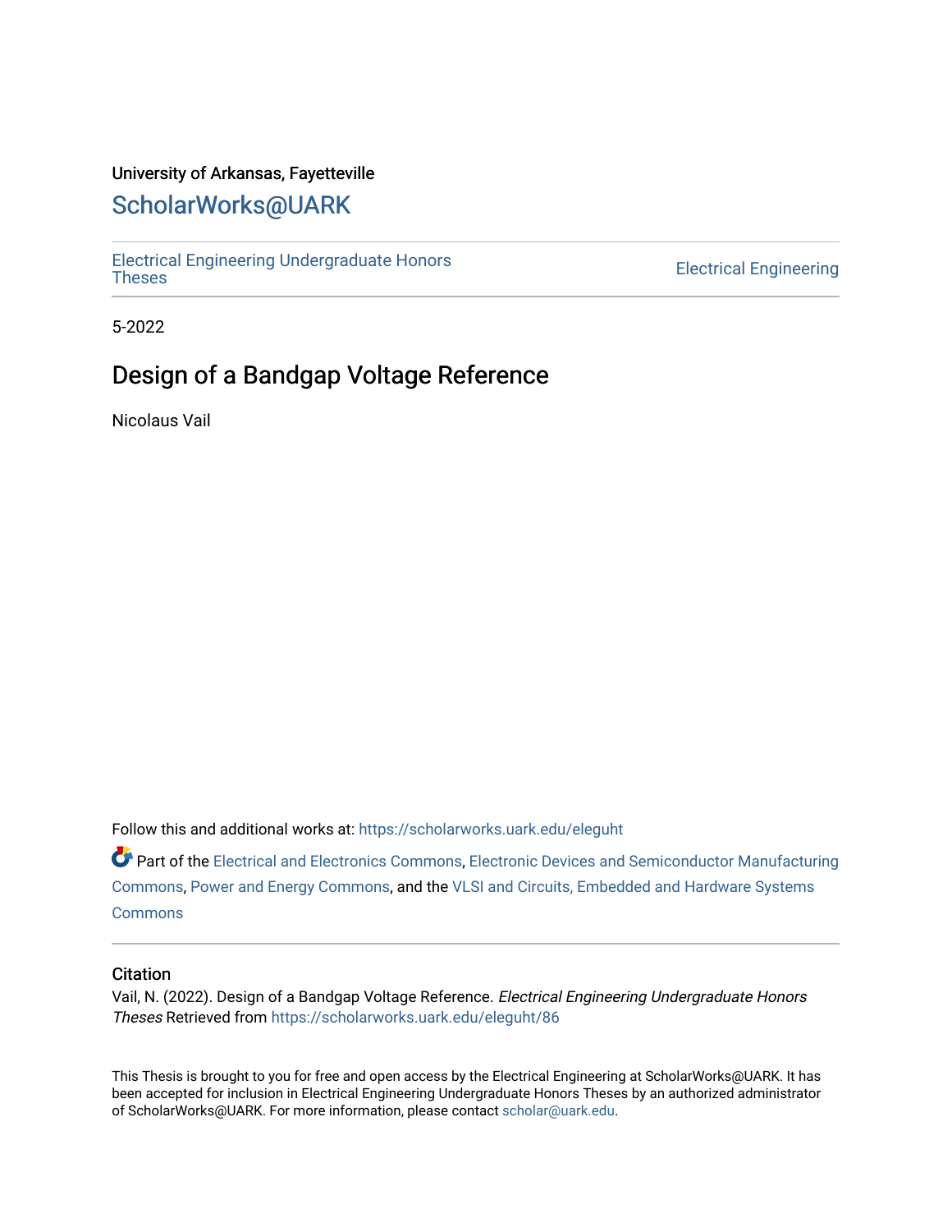University of Arkansas, Fayetteville

# ScholarWorks@UARK

Electrical Engineering Undergraduate Honors Theses

Electrical Engineering

5-2022

## Design of a Bandgap Voltage Reference

Nicolaus Vail

Follow this and additional works at: https://scholarworks.uark.edu/eleguht

Part of the Electrical and Electronics Commons, Electronic Devices and Semiconductor Manufacturing Commons, Power and Energy Commons, and the VLSI and Circuits, Embedded and Hardware Systems Commons

### Citation

Vail, N. (2022). Design of a Bandgap Voltage Reference. *Electrical Engineering Undergraduate Honors Theses* Retrieved from https://scholarworks.uark.edu/eleguht/86

This Thesis is brought to you for free and open access by the Electrical Engineering at ScholarWorks@UARK. It has been accepted for inclusion in Electrical Engineering Undergraduate Honors Theses by an authorized administrator of ScholarWorks@UARK. For more information, please contact scholar@uark.edu.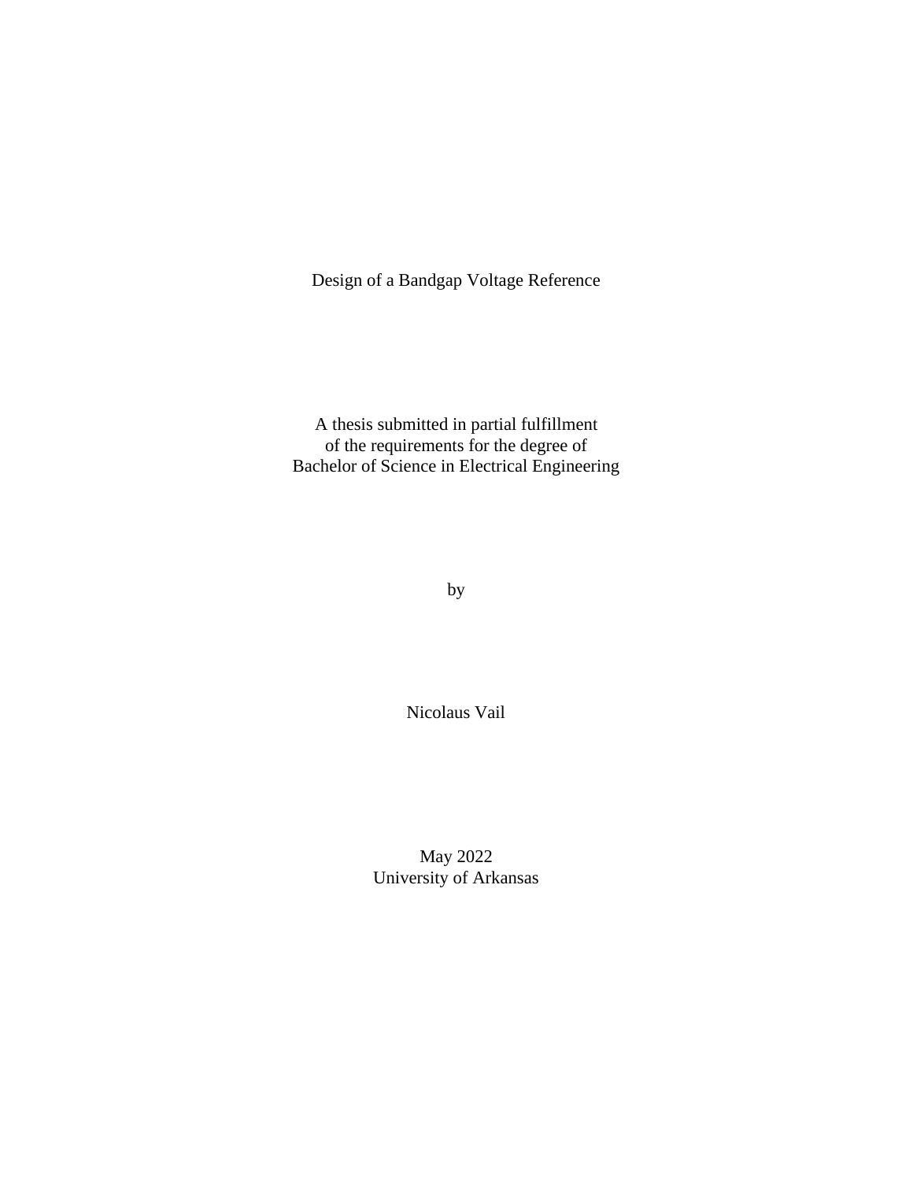Design of a Bandgap Voltage Reference

A thesis submitted in partial fulfillment
of the requirements for the degree of
Bachelor of Science in Electrical Engineering

by

Nicolaus Vail

May 2022
University of Arkansas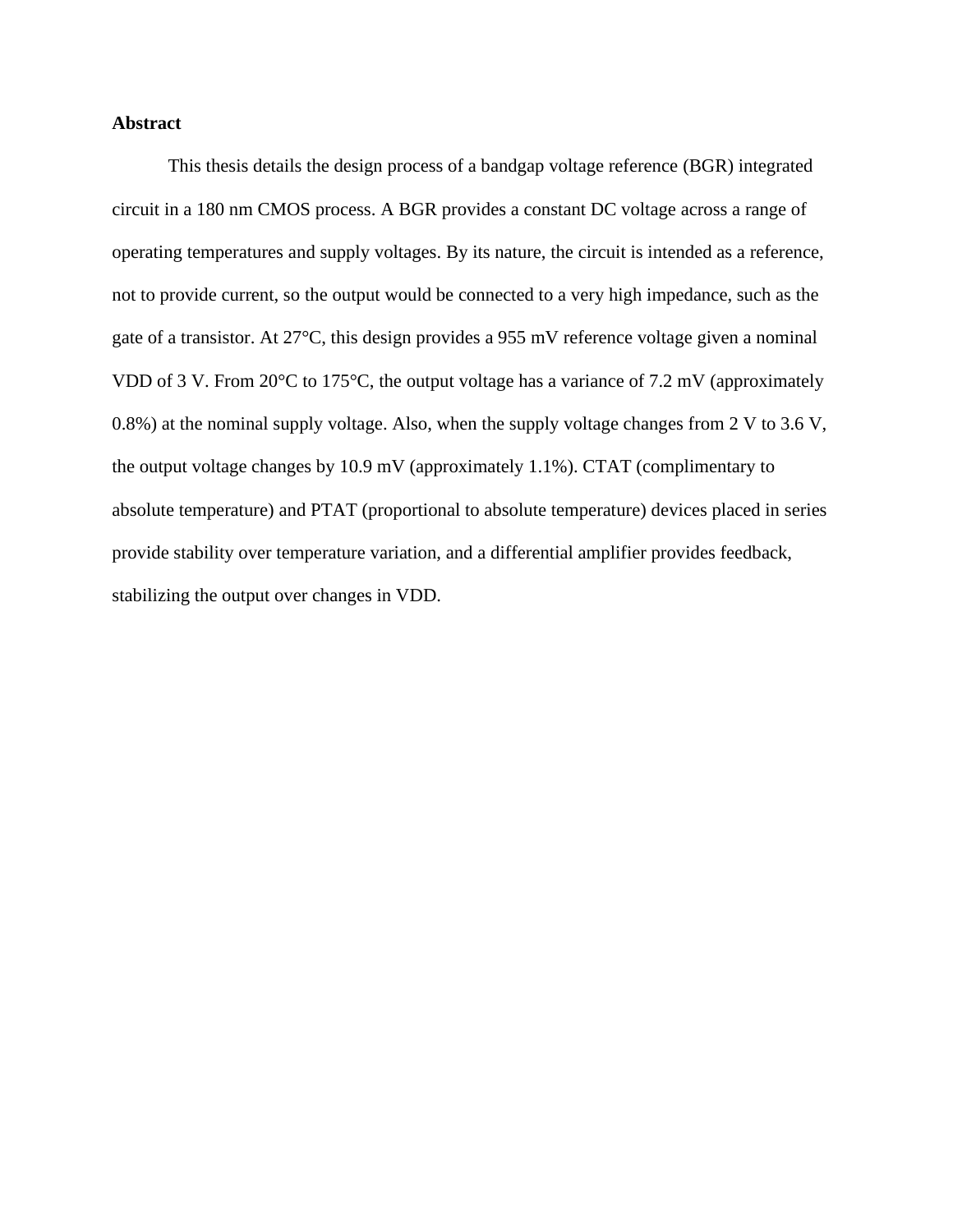## Abstract

This thesis details the design process of a bandgap voltage reference (BGR) integrated circuit in a 180 nm CMOS process. A BGR provides a constant DC voltage across a range of operating temperatures and supply voltages. By its nature, the circuit is intended as a reference, not to provide current, so the output would be connected to a very high impedance, such as the gate of a transistor. At 27°C, this design provides a 955 mV reference voltage given a nominal VDD of 3 V. From 20°C to 175°C, the output voltage has a variance of 7.2 mV (approximately 0.8%) at the nominal supply voltage. Also, when the supply voltage changes from 2 V to 3.6 V, the output voltage changes by 10.9 mV (approximately 1.1%). CTAT (complimentary to absolute temperature) and PTAT (proportional to absolute temperature) devices placed in series provide stability over temperature variation, and a differential amplifier provides feedback, stabilizing the output over changes in VDD.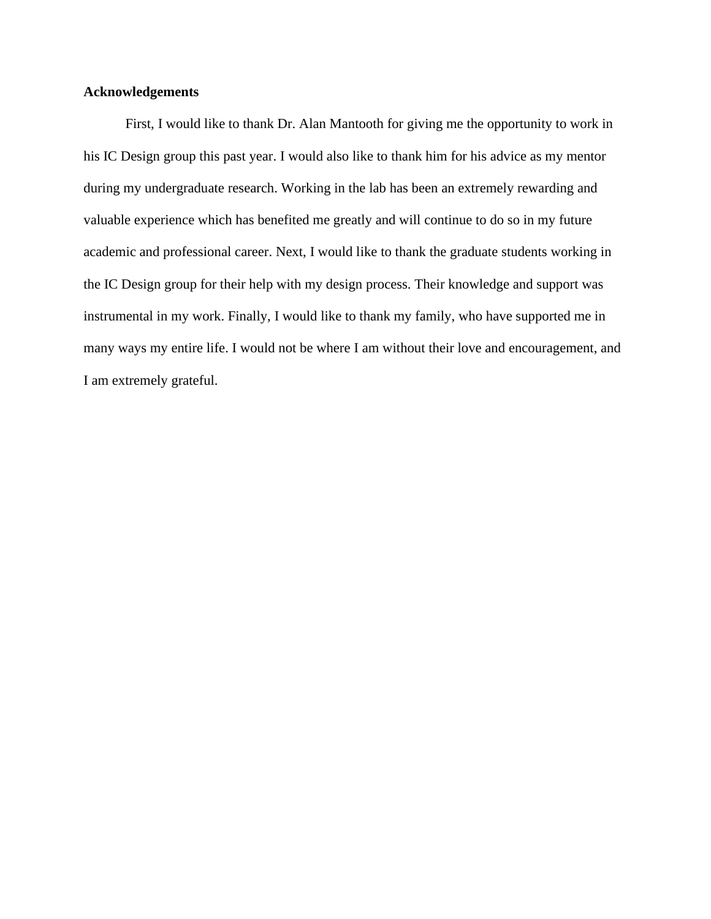## Acknowledgements

First, I would like to thank Dr. Alan Mantooth for giving me the opportunity to work in his IC Design group this past year. I would also like to thank him for his advice as my mentor during my undergraduate research. Working in the lab has been an extremely rewarding and valuable experience which has benefited me greatly and will continue to do so in my future academic and professional career. Next, I would like to thank the graduate students working in the IC Design group for their help with my design process. Their knowledge and support was instrumental in my work. Finally, I would like to thank my family, who have supported me in many ways my entire life. I would not be where I am without their love and encouragement, and I am extremely grateful.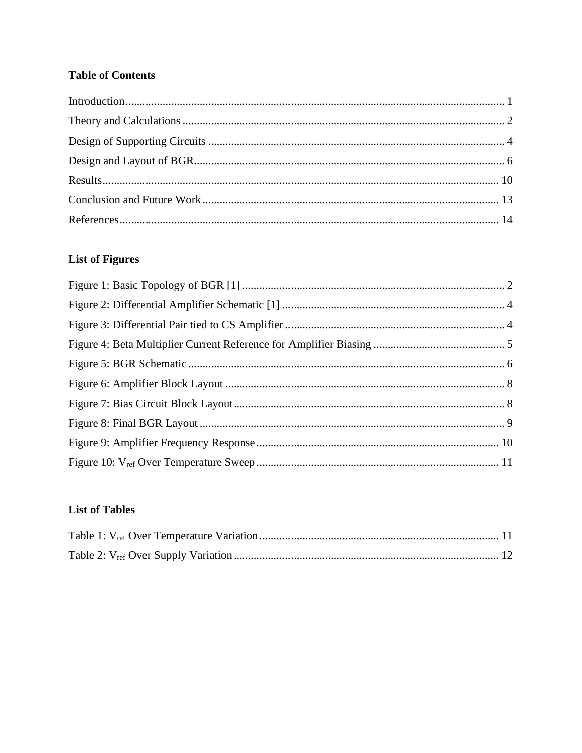## Table of Contents

Introduction.................................................................................................................... 1

Theory and Calculations ................................................................................................ 2

Design of Supporting Circuits ....................................................................................... 4

Design and Layout of BGR............................................................................................ 6

Results.......................................................................................................................... 10

Conclusion and Future Work ....................................................................................... 13

References.................................................................................................................... 14

## List of Figures

Figure 1: Basic Topology of BGR [1] ............................................................................ 2

Figure 2: Differential Amplifier Schematic [1] .............................................................. 4

Figure 3: Differential Pair tied to CS Amplifier ............................................................. 4

Figure 4: Beta Multiplier Current Reference for Amplifier Biasing .............................. 5

Figure 5: BGR Schematic .............................................................................................. 6

Figure 6: Amplifier Block Layout .................................................................................. 8

Figure 7: Bias Circuit Block Layout............................................................................... 8

Figure 8: Final BGR Layout ........................................................................................... 9

Figure 9: Amplifier Frequency Response ..................................................................... 10

Figure 10: $V_{ref}$ Over Temperature Sweep ..................................................................... 11

## List of Tables

Table 1: $V_{ref}$ Over Temperature Variation .................................................................... 11

Table 2: $V_{ref}$ Over Supply Variation ............................................................................. 12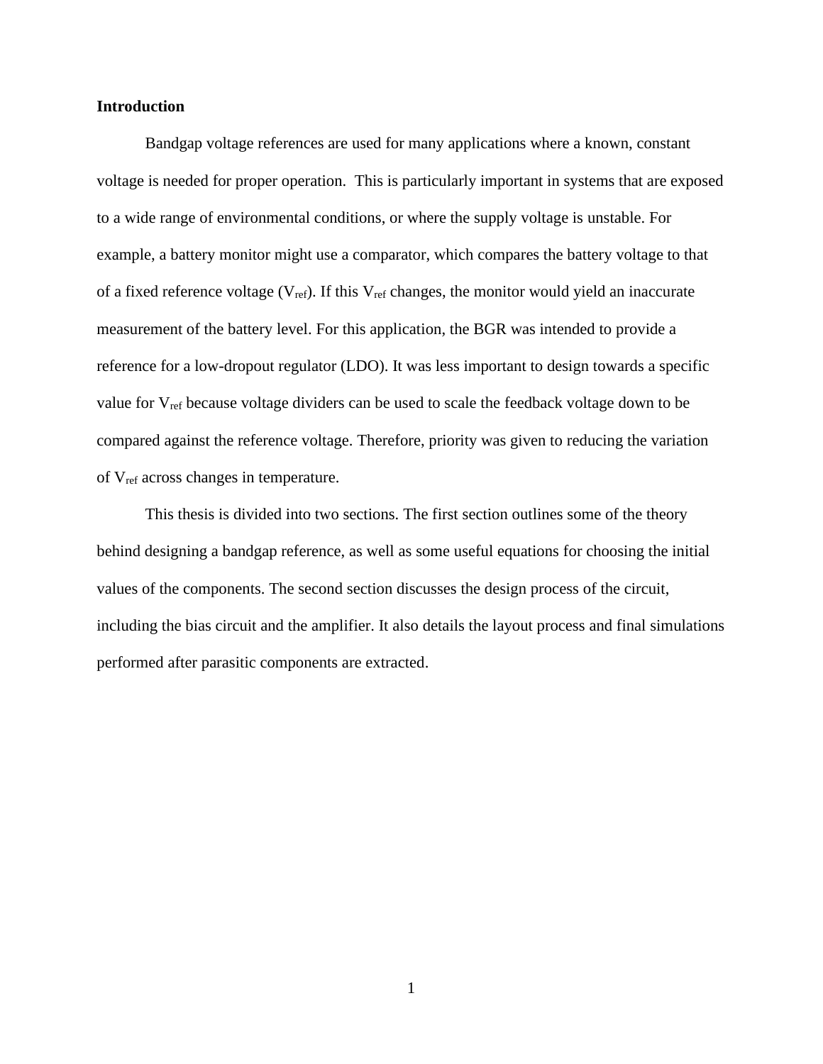# Introduction

Bandgap voltage references are used for many applications where a known, constant voltage is needed for proper operation. This is particularly important in systems that are exposed to a wide range of environmental conditions, or where the supply voltage is unstable. For example, a battery monitor might use a comparator, which compares the battery voltage to that of a fixed reference voltage ($V_{ref}$). If this $V_{ref}$ changes, the monitor would yield an inaccurate measurement of the battery level. For this application, the BGR was intended to provide a reference for a low-dropout regulator (LDO). It was less important to design towards a specific value for $V_{ref}$ because voltage dividers can be used to scale the feedback voltage down to be compared against the reference voltage. Therefore, priority was given to reducing the variation of $V_{ref}$ across changes in temperature.

This thesis is divided into two sections. The first section outlines some of the theory behind designing a bandgap reference, as well as some useful equations for choosing the initial values of the components. The second section discusses the design process of the circuit, including the bias circuit and the amplifier. It also details the layout process and final simulations performed after parasitic components are extracted.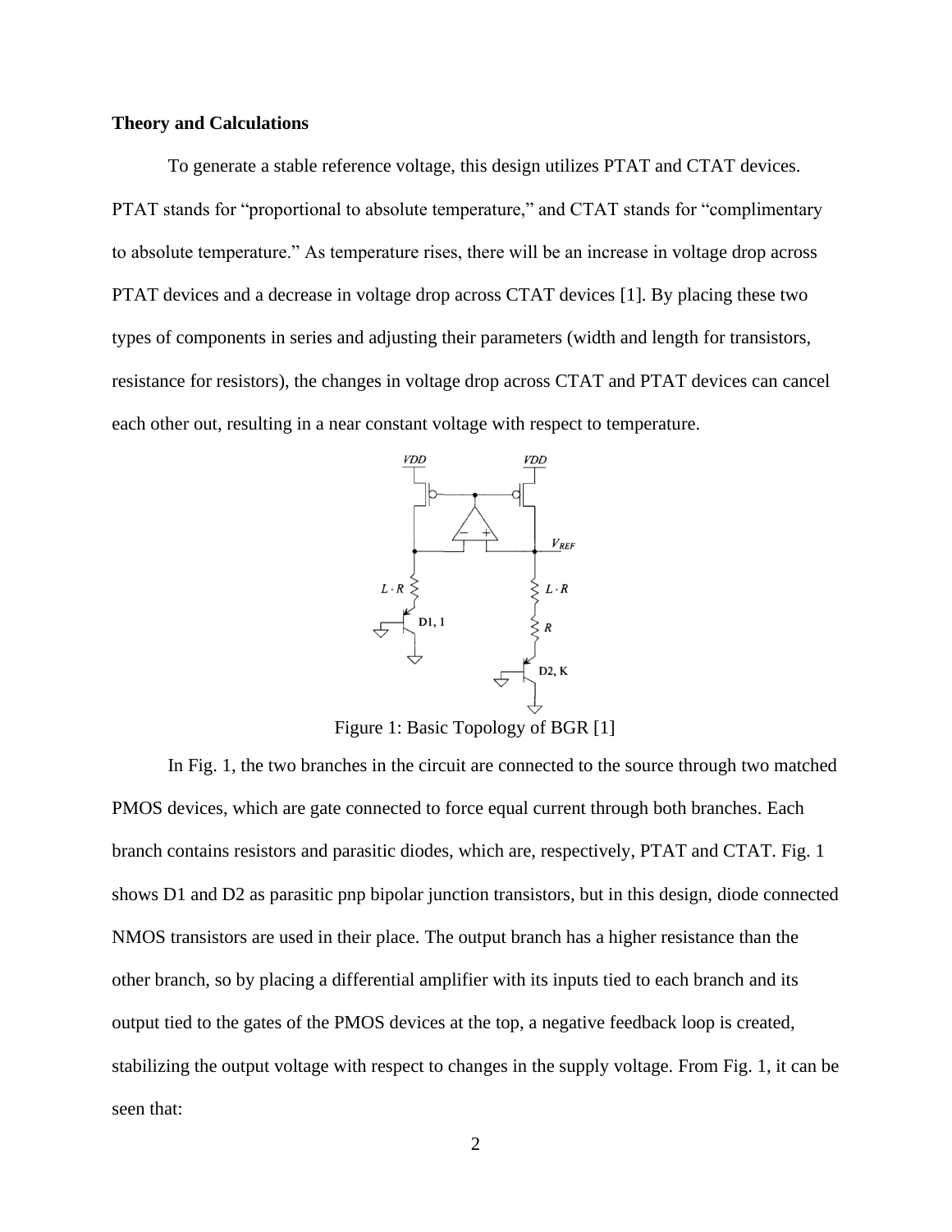**Theory and Calculations**

To generate a stable reference voltage, this design utilizes PTAT and CTAT devices. PTAT stands for "proportional to absolute temperature," and CTAT stands for "complimentary to absolute temperature." As temperature rises, there will be an increase in voltage drop across PTAT devices and a decrease in voltage drop across CTAT devices [1]. By placing these two types of components in series and adjusting their parameters (width and length for transistors, resistance for resistors), the changes in voltage drop across CTAT and PTAT devices can cancel each other out, resulting in a near constant voltage with respect to temperature.

Figure 1: Basic Topology of BGR [1]

In Fig. 1, the two branches in the circuit are connected to the source through two matched PMOS devices, which are gate connected to force equal current through both branches. Each branch contains resistors and parasitic diodes, which are, respectively, PTAT and CTAT. Fig. 1 shows D1 and D2 as parasitic pnp bipolar junction transistors, but in this design, diode connected NMOS transistors are used in their place. The output branch has a higher resistance than the other branch, so by placing a differential amplifier with its inputs tied to each branch and its output tied to the gates of the PMOS devices at the top, a negative feedback loop is created, stabilizing the output voltage with respect to changes in the supply voltage. From Fig. 1, it can be seen that: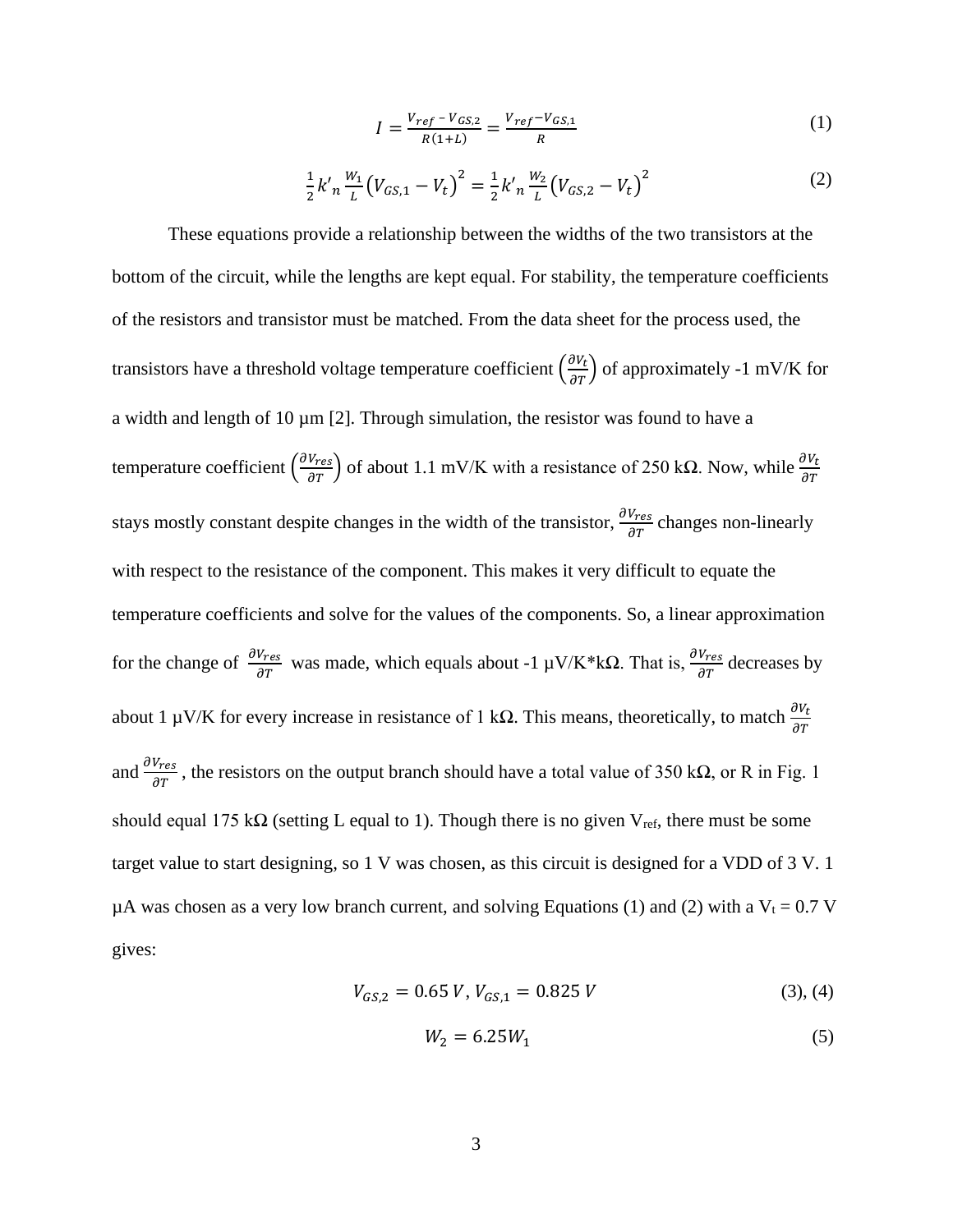$$I = \frac{V_{ref} - V_{GS,2}}{R(1+L)} = \frac{V_{ref} - V_{GS,1}}{R} \tag{1}$$

$$\frac{1}{2} k'_n \frac{W_1}{L} \left(V_{GS,1} - V_t\right)^2 = \frac{1}{2} k'_n \frac{W_2}{L} \left(V_{GS,2} - V_t\right)^2 \tag{2}$$

These equations provide a relationship between the widths of the two transistors at the bottom of the circuit, while the lengths are kept equal. For stability, the temperature coefficients of the resistors and transistor must be matched. From the data sheet for the process used, the transistors have a threshold voltage temperature coefficient $\left(\frac{\partial V_t}{\partial T}\right)$ of approximately -1 mV/K for a width and length of 10 µm [2]. Through simulation, the resistor was found to have a temperature coefficient $\left(\frac{\partial V_{res}}{\partial T}\right)$ of about 1.1 mV/K with a resistance of 250 kΩ. Now, while $\frac{\partial V_t}{\partial T}$ stays mostly constant despite changes in the width of the transistor, $\frac{\partial V_{res}}{\partial T}$ changes non-linearly with respect to the resistance of the component. This makes it very difficult to equate the temperature coefficients and solve for the values of the components. So, a linear approximation for the change of $\frac{\partial V_{res}}{\partial T}$ was made, which equals about -1 µV/K*kΩ. That is, $\frac{\partial V_{res}}{\partial T}$ decreases by about 1 µV/K for every increase in resistance of 1 kΩ. This means, theoretically, to match $\frac{\partial V_t}{\partial T}$ and $\frac{\partial V_{res}}{\partial T}$, the resistors on the output branch should have a total value of 350 kΩ, or R in Fig. 1 should equal 175 kΩ (setting L equal to 1). Though there is no given $V_{ref}$, there must be some target value to start designing, so 1 V was chosen, as this circuit is designed for a VDD of 3 V. 1 µA was chosen as a very low branch current, and solving Equations (1) and (2) with a $V_t = 0.7$ V gives:

$$V_{GS,2} = 0.65\ V,\ V_{GS,1} = 0.825\ V \tag{3), (4}$$

$$W_2 = 6.25 W_1 \tag{5}$$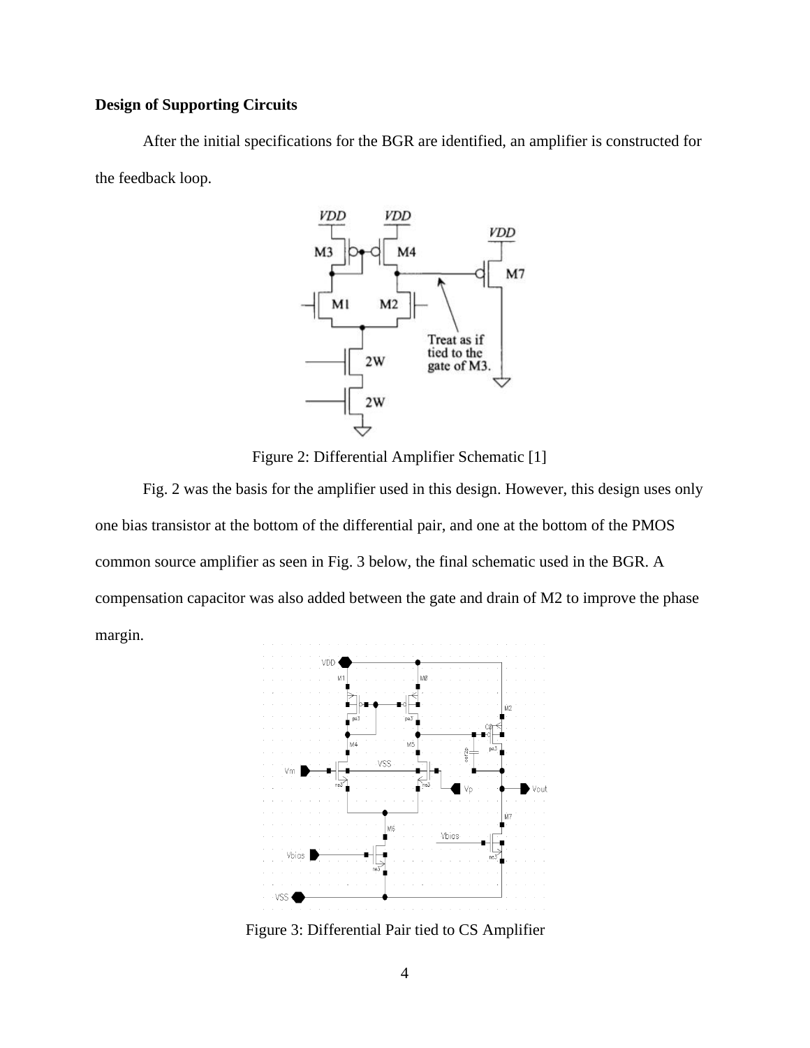**Design of Supporting Circuits**

After the initial specifications for the BGR are identified, an amplifier is constructed for the feedback loop.

Figure 2: Differential Amplifier Schematic [1]

Fig. 2 was the basis for the amplifier used in this design. However, this design uses only one bias transistor at the bottom of the differential pair, and one at the bottom of the PMOS common source amplifier as seen in Fig. 3 below, the final schematic used in the BGR. A compensation capacitor was also added between the gate and drain of M2 to improve the phase margin.

Figure 3: Differential Pair tied to CS Amplifier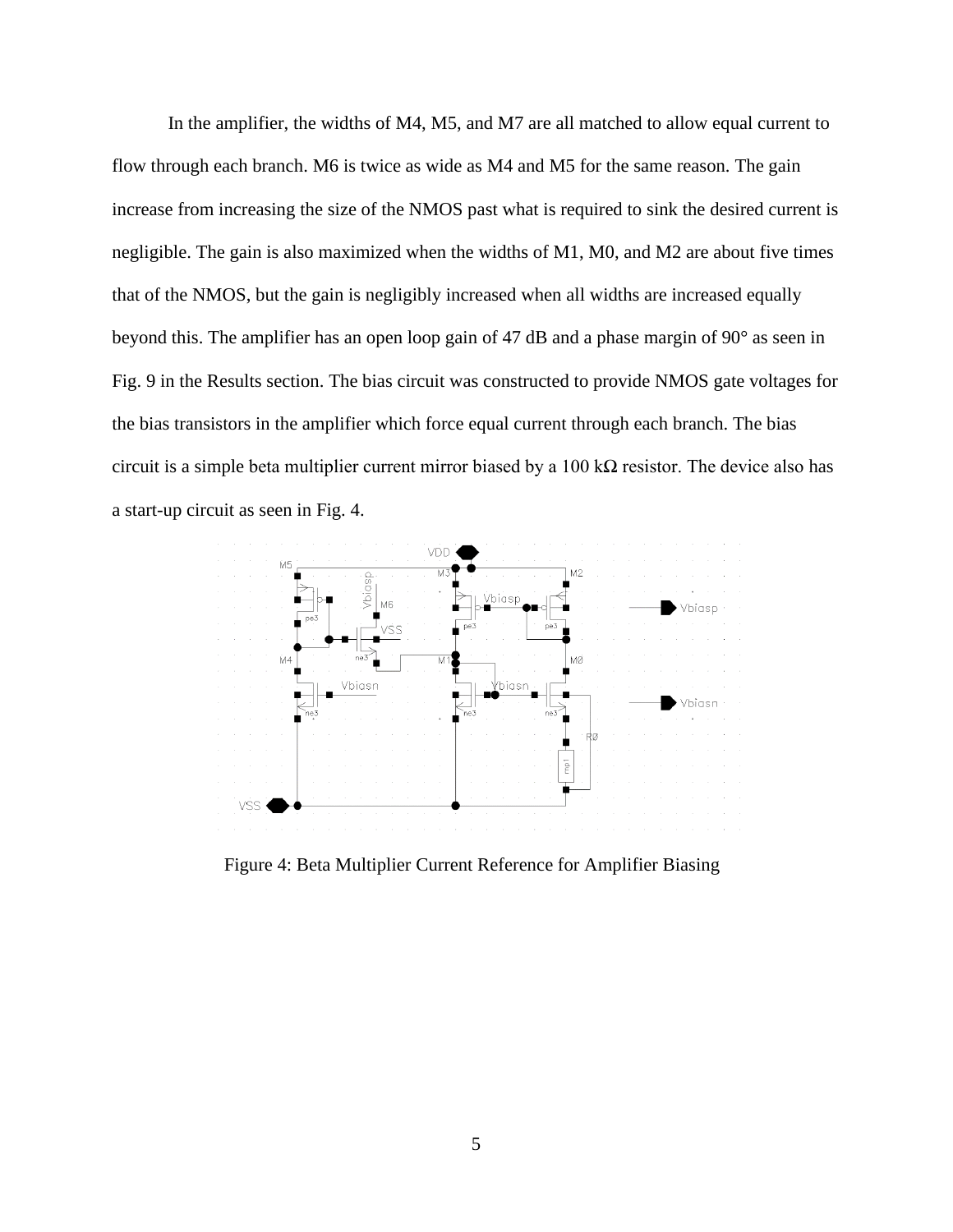In the amplifier, the widths of M4, M5, and M7 are all matched to allow equal current to flow through each branch. M6 is twice as wide as M4 and M5 for the same reason. The gain increase from increasing the size of the NMOS past what is required to sink the desired current is negligible. The gain is also maximized when the widths of M1, M0, and M2 are about five times that of the NMOS, but the gain is negligibly increased when all widths are increased equally beyond this. The amplifier has an open loop gain of 47 dB and a phase margin of 90° as seen in Fig. 9 in the Results section. The bias circuit was constructed to provide NMOS gate voltages for the bias transistors in the amplifier which force equal current through each branch. The bias circuit is a simple beta multiplier current mirror biased by a 100 kΩ resistor. The device also has a start-up circuit as seen in Fig. 4.

Figure 4: Beta Multiplier Current Reference for Amplifier Biasing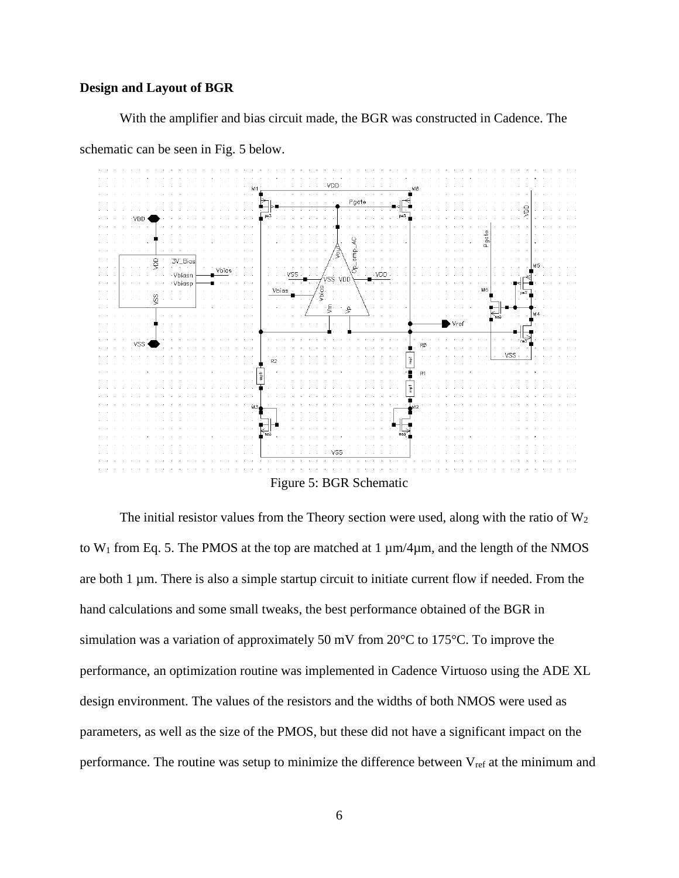**Design and Layout of BGR**

With the amplifier and bias circuit made, the BGR was constructed in Cadence. The schematic can be seen in Fig. 5 below.

Figure 5: BGR Schematic

The initial resistor values from the Theory section were used, along with the ratio of $W_2$ to $W_1$ from Eq. 5. The PMOS at the top are matched at 1 µm/4µm, and the length of the NMOS are both 1 µm. There is also a simple startup circuit to initiate current flow if needed. From the hand calculations and some small tweaks, the best performance obtained of the BGR in simulation was a variation of approximately 50 mV from 20°C to 175°C. To improve the performance, an optimization routine was implemented in Cadence Virtuoso using the ADE XL design environment. The values of the resistors and the widths of both NMOS were used as parameters, as well as the size of the PMOS, but these did not have a significant impact on the performance. The routine was setup to minimize the difference between $V_{ref}$ at the minimum and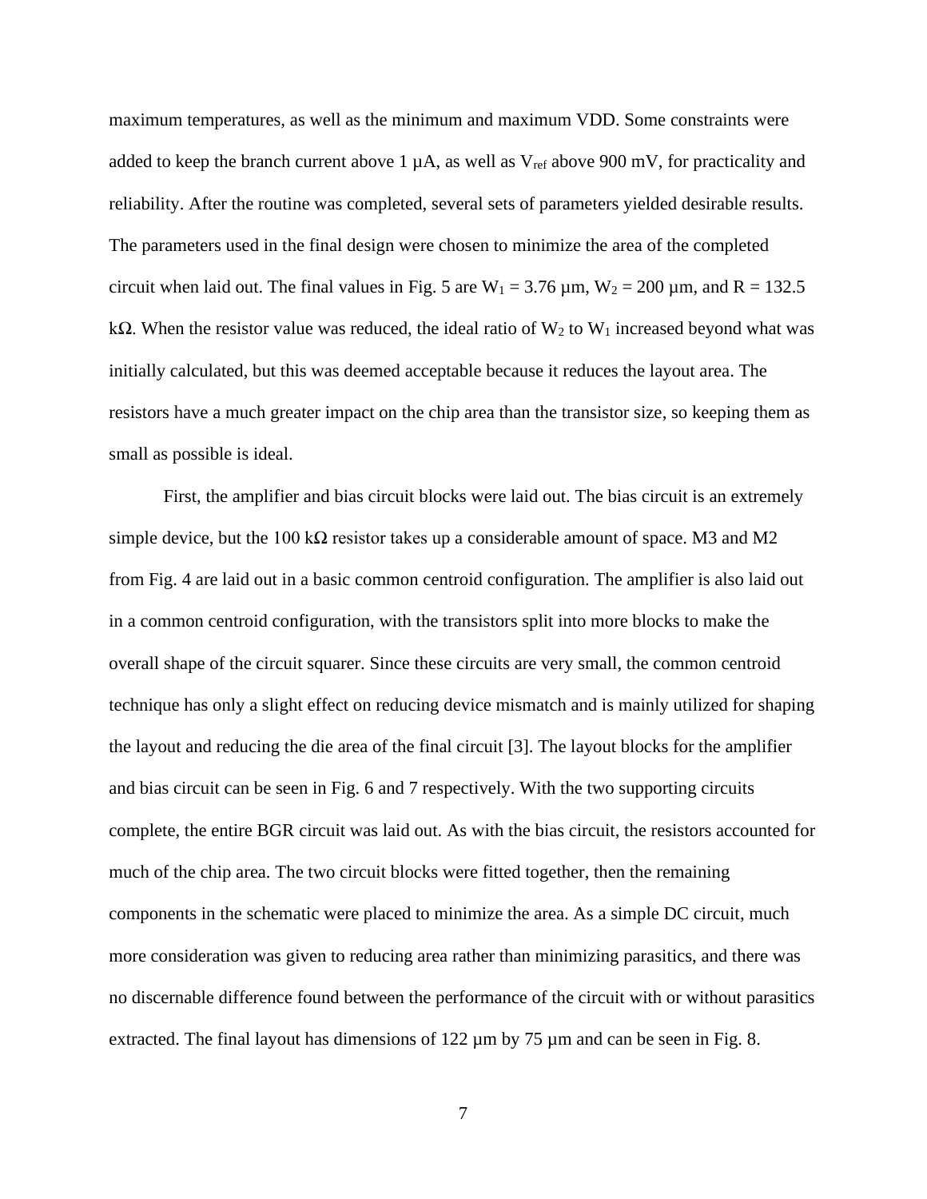maximum temperatures, as well as the minimum and maximum VDD. Some constraints were added to keep the branch current above 1 µA, as well as $V_{ref}$ above 900 mV, for practicality and reliability. After the routine was completed, several sets of parameters yielded desirable results. The parameters used in the final design were chosen to minimize the area of the completed circuit when laid out. The final values in Fig. 5 are $W_1$ = 3.76 µm, $W_2$ = 200 µm, and R = 132.5 kΩ. When the resistor value was reduced, the ideal ratio of $W_2$ to $W_1$ increased beyond what was initially calculated, but this was deemed acceptable because it reduces the layout area. The resistors have a much greater impact on the chip area than the transistor size, so keeping them as small as possible is ideal.

First, the amplifier and bias circuit blocks were laid out. The bias circuit is an extremely simple device, but the 100 kΩ resistor takes up a considerable amount of space. M3 and M2 from Fig. 4 are laid out in a basic common centroid configuration. The amplifier is also laid out in a common centroid configuration, with the transistors split into more blocks to make the overall shape of the circuit squarer. Since these circuits are very small, the common centroid technique has only a slight effect on reducing device mismatch and is mainly utilized for shaping the layout and reducing the die area of the final circuit [3]. The layout blocks for the amplifier and bias circuit can be seen in Fig. 6 and 7 respectively. With the two supporting circuits complete, the entire BGR circuit was laid out. As with the bias circuit, the resistors accounted for much of the chip area. The two circuit blocks were fitted together, then the remaining components in the schematic were placed to minimize the area. As a simple DC circuit, much more consideration was given to reducing area rather than minimizing parasitics, and there was no discernable difference found between the performance of the circuit with or without parasitics extracted. The final layout has dimensions of 122 µm by 75 µm and can be seen in Fig. 8.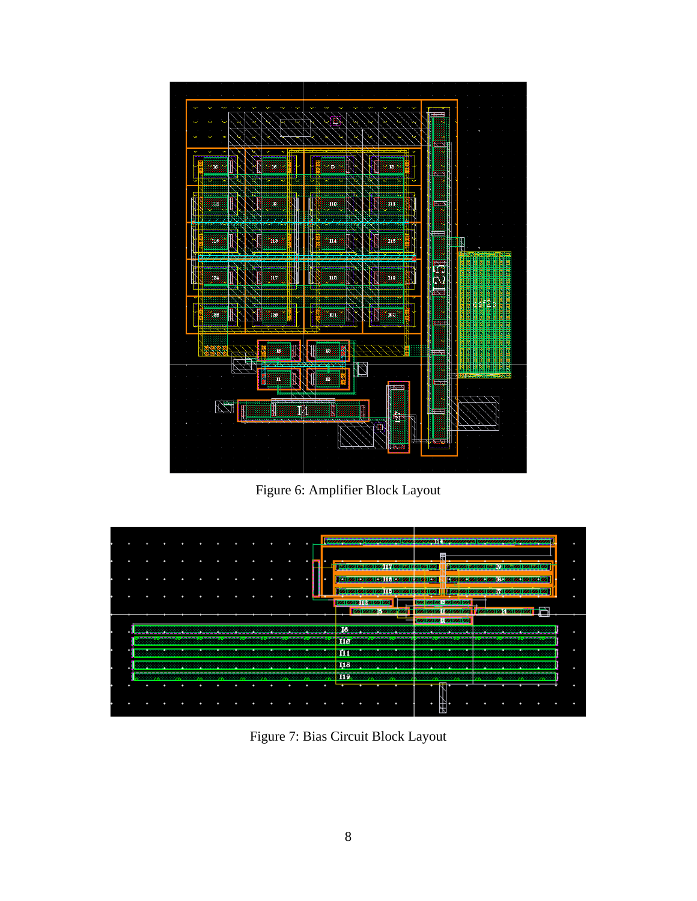Figure 6: Amplifier Block Layout

Figure 7: Bias Circuit Block Layout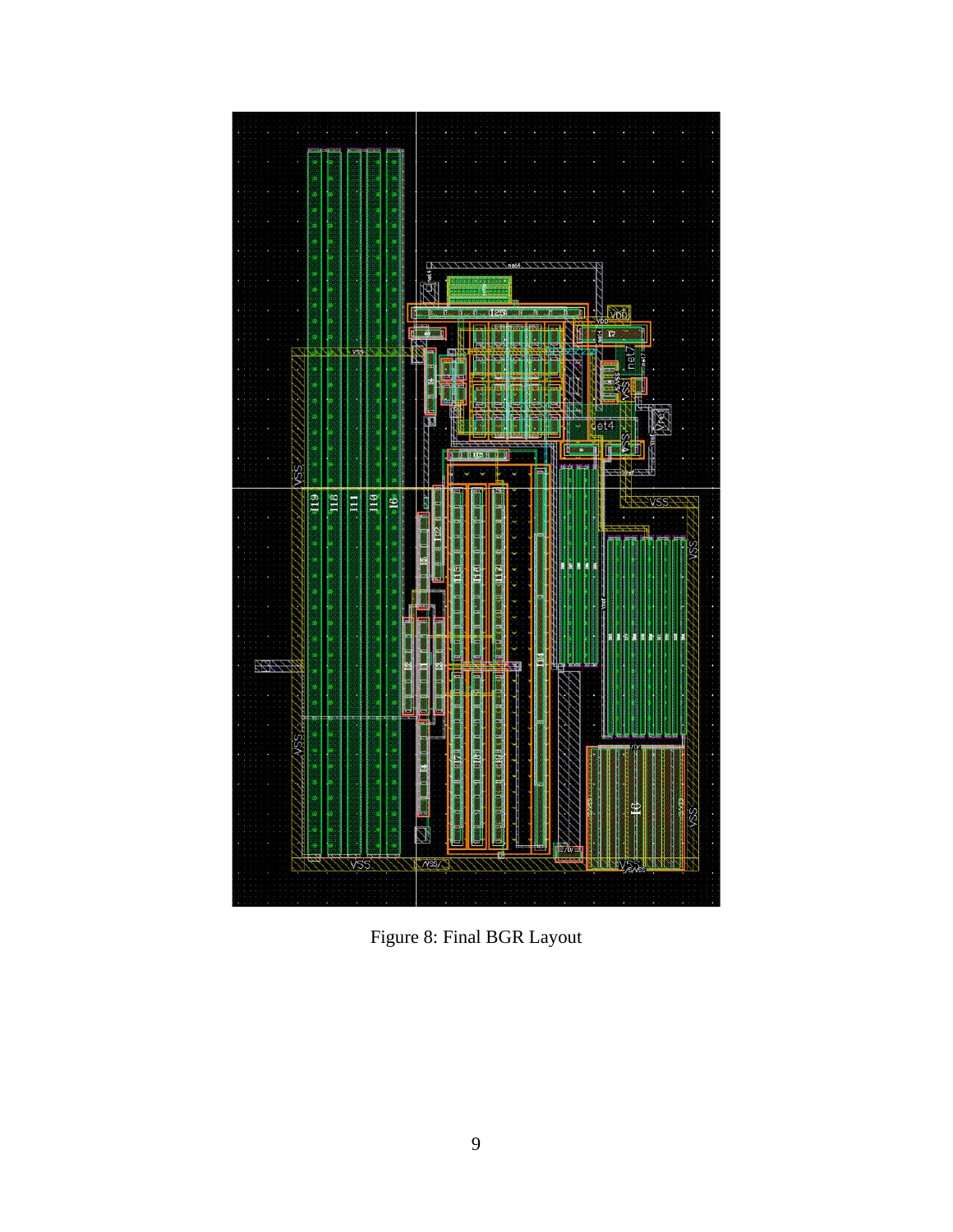Figure 8: Final BGR Layout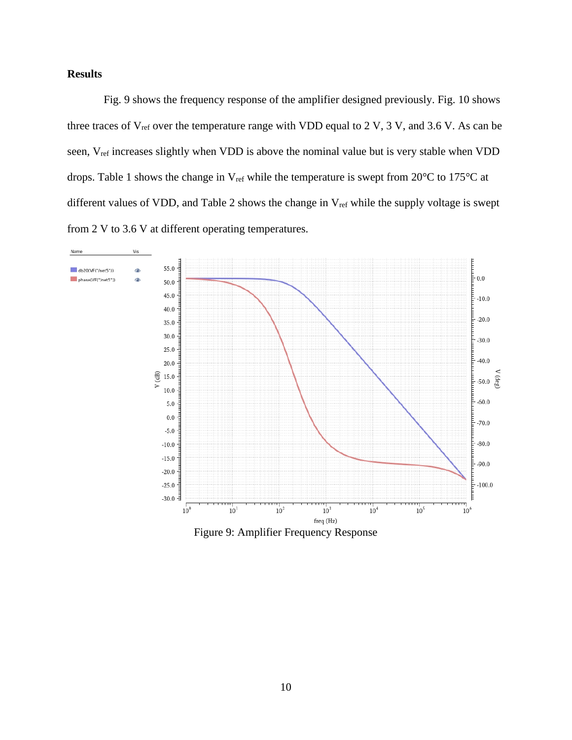**Results**

Fig. 9 shows the frequency response of the amplifier designed previously. Fig. 10 shows three traces of $V_{ref}$ over the temperature range with VDD equal to 2 V, 3 V, and 3.6 V. As can be seen, $V_{ref}$ increases slightly when VDD is above the nominal value but is very stable when VDD drops. Table 1 shows the change in $V_{ref}$ while the temperature is swept from 20°C to 175°C at different values of VDD, and Table 2 shows the change in $V_{ref}$ while the supply voltage is swept from 2 V to 3.6 V at different operating temperatures.

Figure 9: Amplifier Frequency Response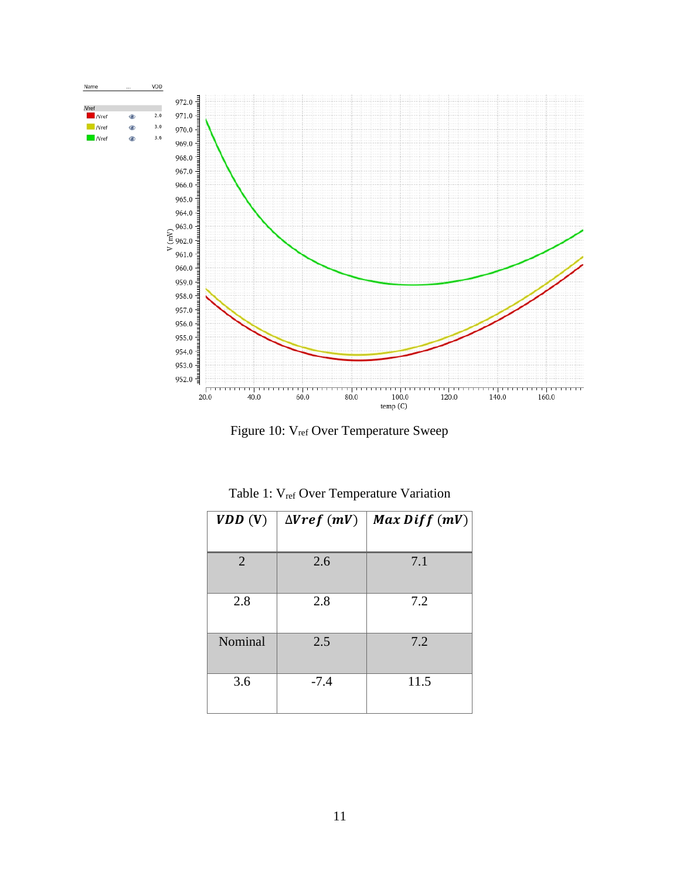Figure 10: $V_{ref}$ Over Temperature Sweep

Table 1: $V_{ref}$ Over Temperature Variation

| $VDD$ (V) | $\Delta Vref$ ($mV$) | $Max\ Diff$ ($mV$) |
|---|---|---|
| 2 | 2.6 | 7.1 |
| 2.8 | 2.8 | 7.2 |
| Nominal | 2.5 | 7.2 |
| 3.6 | -7.4 | 11.5 |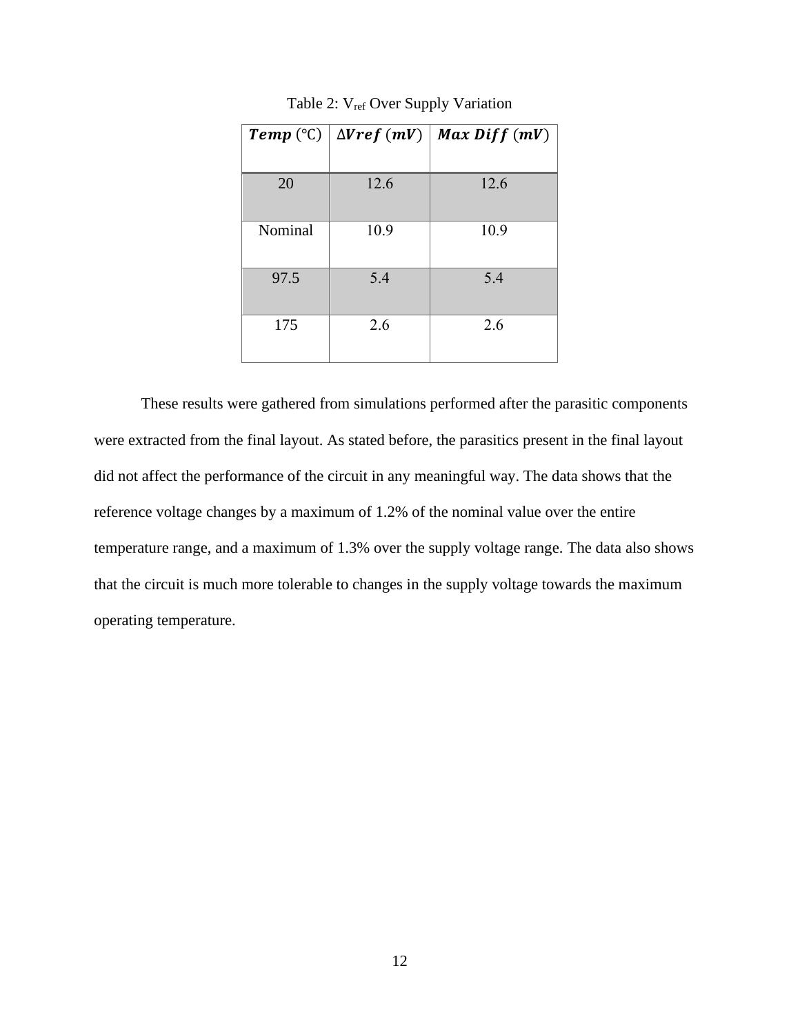Table 2: $V_{ref}$ Over Supply Variation

| $\boldsymbol{Temp}$ (℃) | $\Delta \boldsymbol{Vref}$ ($\boldsymbol{mV}$) | $\boldsymbol{Max\ Diff}$ ($\boldsymbol{mV}$) |
|---|---|---|
| 20 | 12.6 | 12.6 |
| Nominal | 10.9 | 10.9 |
| 97.5 | 5.4 | 5.4 |
| 175 | 2.6 | 2.6 |

These results were gathered from simulations performed after the parasitic components were extracted from the final layout. As stated before, the parasitics present in the final layout did not affect the performance of the circuit in any meaningful way. The data shows that the reference voltage changes by a maximum of 1.2% of the nominal value over the entire temperature range, and a maximum of 1.3% over the supply voltage range. The data also shows that the circuit is much more tolerable to changes in the supply voltage towards the maximum operating temperature.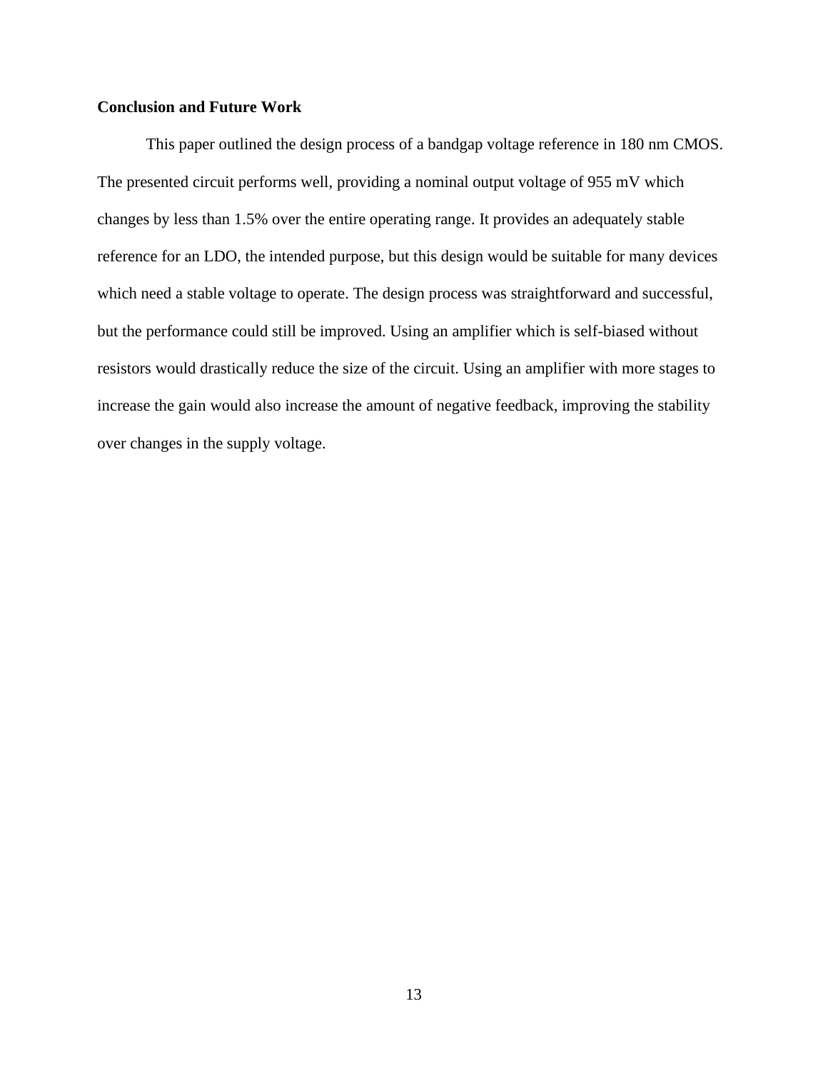**Conclusion and Future Work**

This paper outlined the design process of a bandgap voltage reference in 180 nm CMOS. The presented circuit performs well, providing a nominal output voltage of 955 mV which changes by less than 1.5% over the entire operating range. It provides an adequately stable reference for an LDO, the intended purpose, but this design would be suitable for many devices which need a stable voltage to operate. The design process was straightforward and successful, but the performance could still be improved. Using an amplifier which is self-biased without resistors would drastically reduce the size of the circuit. Using an amplifier with more stages to increase the gain would also increase the amount of negative feedback, improving the stability over changes in the supply voltage.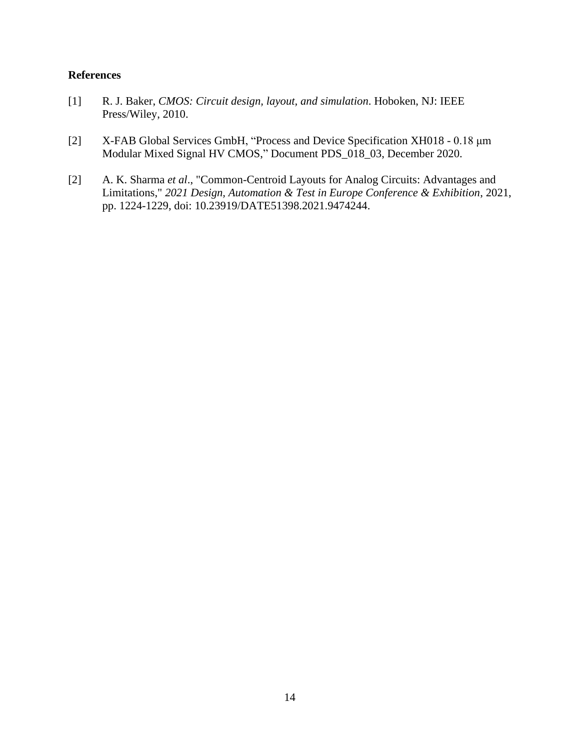**References**

[1] R. J. Baker, *CMOS: Circuit design, layout, and simulation*. Hoboken, NJ: IEEE Press/Wiley, 2010.

[2] X-FAB Global Services GmbH, "Process and Device Specification XH018 - 0.18 μm Modular Mixed Signal HV CMOS," Document PDS_018_03, December 2020.

[2] A. K. Sharma *et al*., "Common-Centroid Layouts for Analog Circuits: Advantages and Limitations," *2021 Design, Automation & Test in Europe Conference & Exhibition*, 2021, pp. 1224-1229, doi: 10.23919/DATE51398.2021.9474244.